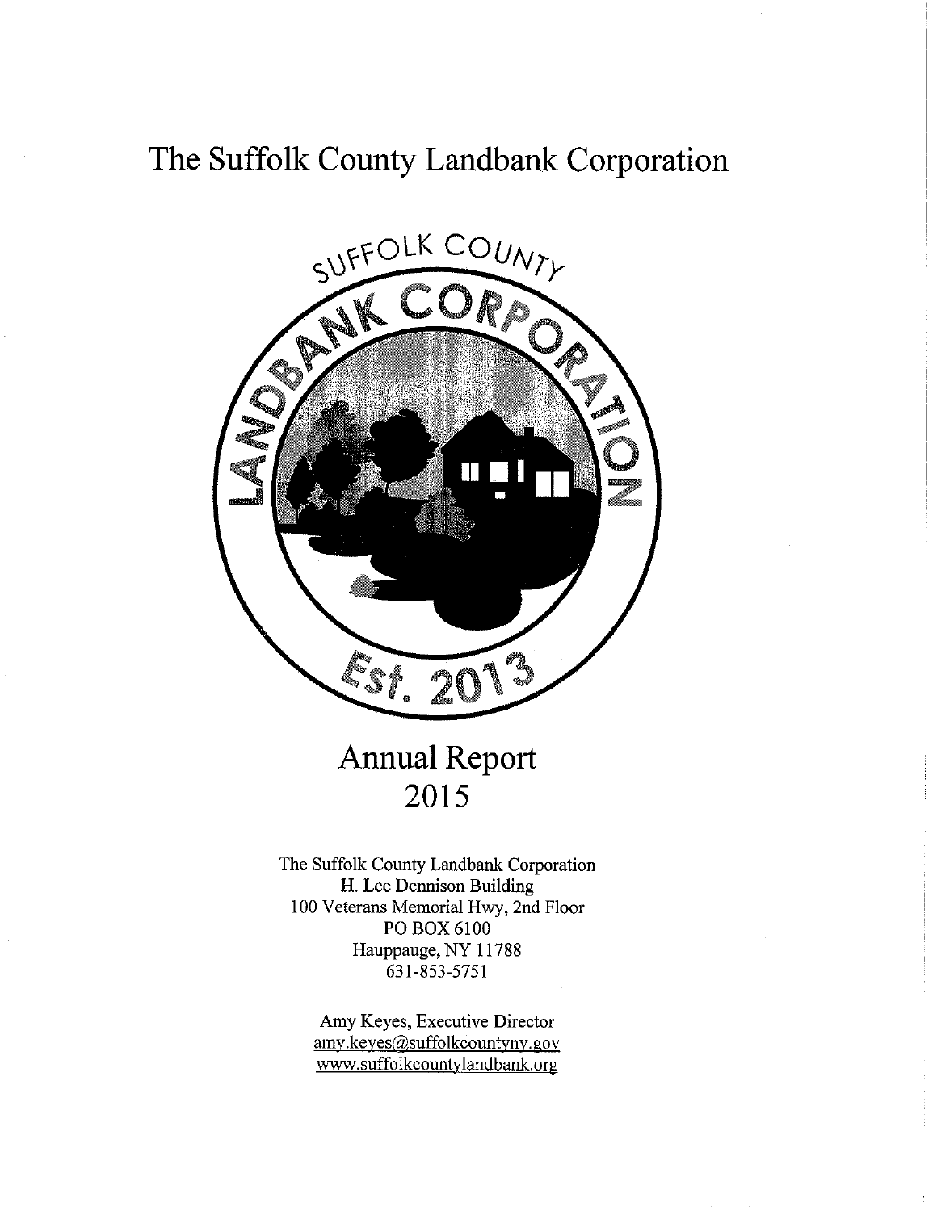# The Suffolk County Landbank Corporation

# Annual Report
# 2015

The Suffolk County Landbank Corporation
H. Lee Dennison Building
100 Veterans Memorial Hwy, 2nd Floor
PO BOX 6100
Hauppauge, NY 11788
631-853-5751

Amy Keyes, Executive Director
amy.keyes@suffolkcountyny.gov
www.suffolkcountylandbank.org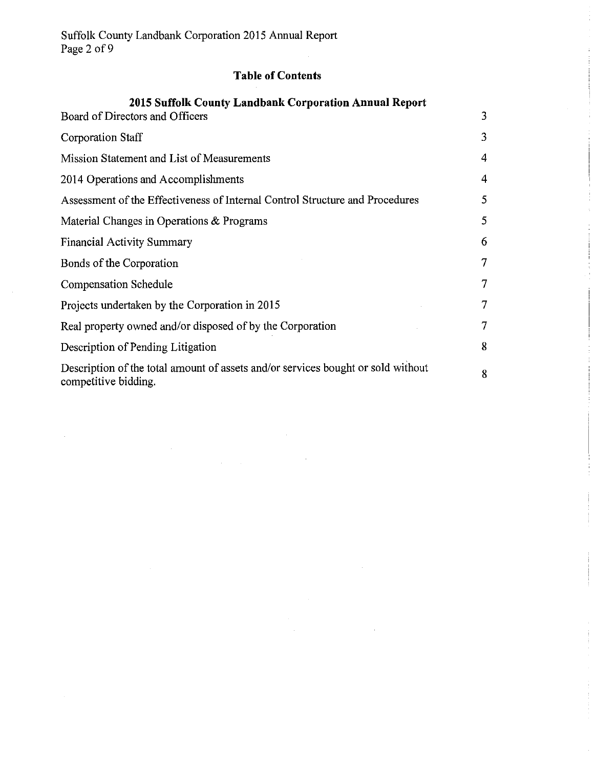## Table of Contents

### 2015 Suffolk County Landbank Corporation Annual Report

| | |
|---|---|
| Board of Directors and Officers | 3 |
| Corporation Staff | 3 |
| Mission Statement and List of Measurements | 4 |
| 2014 Operations and Accomplishments | 4 |
| Assessment of the Effectiveness of Internal Control Structure and Procedures | 5 |
| Material Changes in Operations & Programs | 5 |
| Financial Activity Summary | 6 |
| Bonds of the Corporation | 7 |
| Compensation Schedule | 7 |
| Projects undertaken by the Corporation in 2015 | 7 |
| Real property owned and/or disposed of by the Corporation | 7 |
| Description of Pending Litigation | 8 |
| Description of the total amount of assets and/or services bought or sold without competitive bidding. | 8 |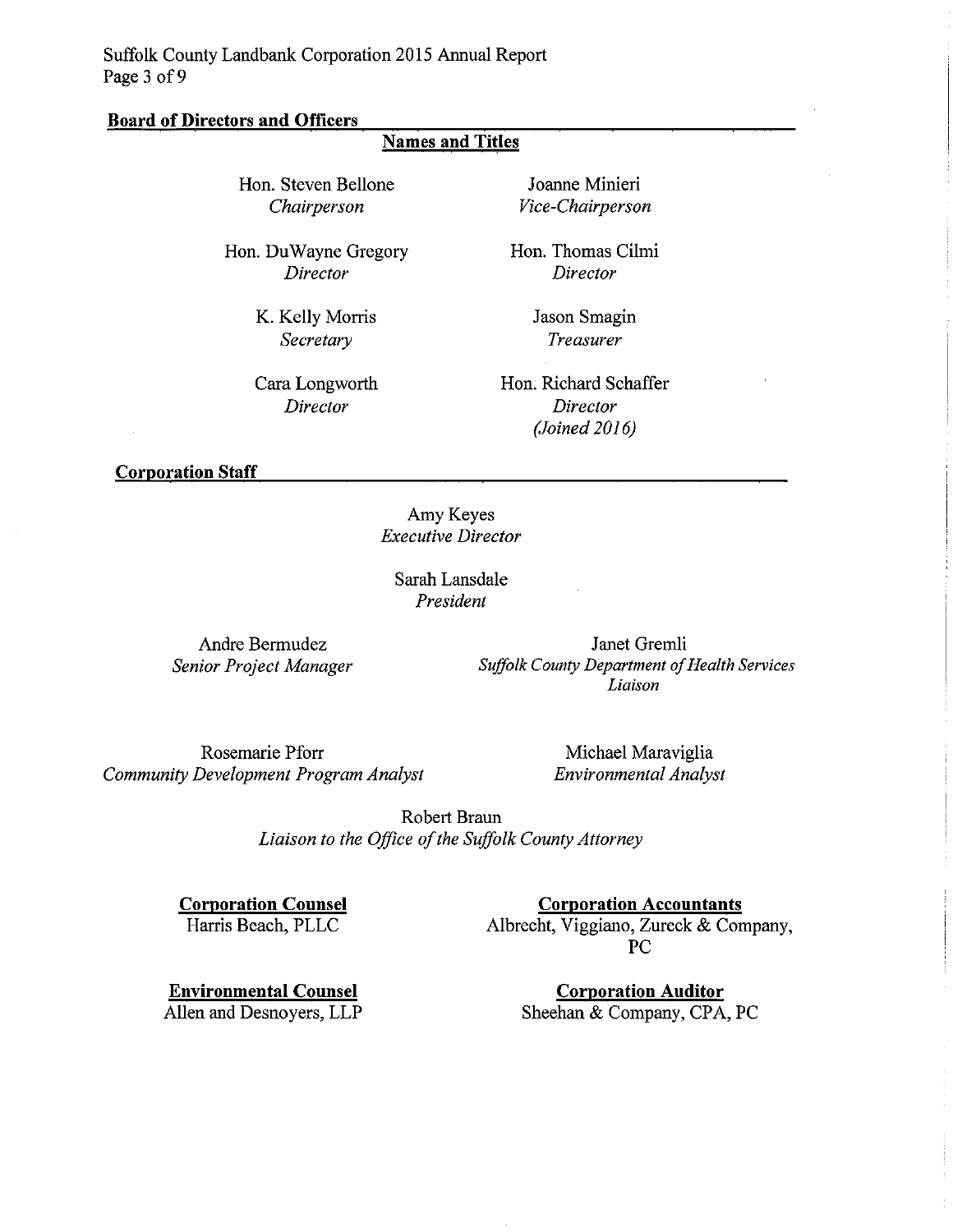## Board of Directors and Officers

**Names and Titles**

Hon. Steven Bellone
*Chairperson*

Joanne Minieri
*Vice-Chairperson*

Hon. DuWayne Gregory
*Director*

Hon. Thomas Cilmi
*Director*

K. Kelly Morris
*Secretary*

Jason Smagin
*Treasurer*

Cara Longworth
*Director*

Hon. Richard Schaffer
*Director*
*(Joined 2016)*

## Corporation Staff

Amy Keyes
*Executive Director*

Sarah Lansdale
*President*

Andre Bermudez
*Senior Project Manager*

Janet Gremli
*Suffolk County Department of Health Services Liaison*

Rosemarie Pforr
*Community Development Program Analyst*

Michael Maraviglia
*Environmental Analyst*

Robert Braun
*Liaison to the Office of the Suffolk County Attorney*

**Corporation Counsel**
Harris Beach, PLLC

**Corporation Accountants**
Albrecht, Viggiano, Zureck & Company, PC

**Environmental Counsel**
Allen and Desnoyers, LLP

**Corporation Auditor**
Sheehan & Company, CPA, PC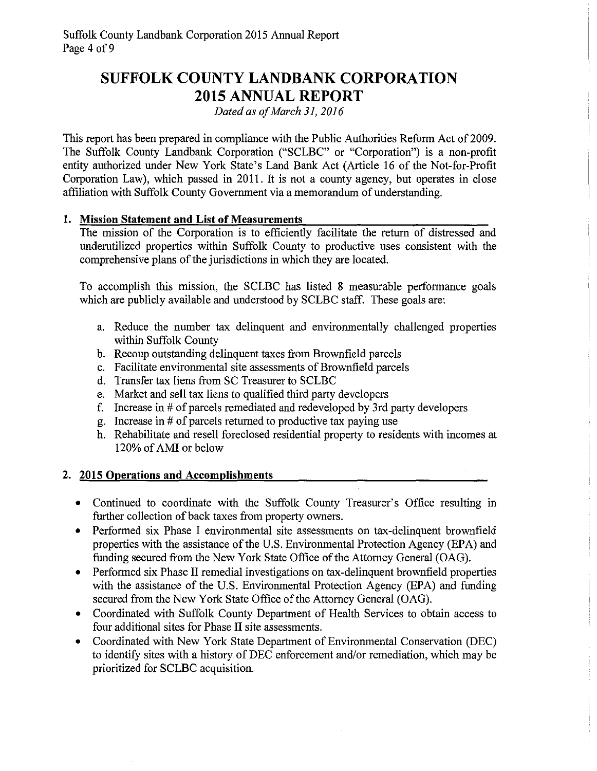# SUFFOLK COUNTY LANDBANK CORPORATION 2015 ANNUAL REPORT

*Dated as of March 31, 2016*

This report has been prepared in compliance with the Public Authorities Reform Act of 2009. The Suffolk County Landbank Corporation ("SCLBC" or "Corporation") is a non-profit entity authorized under New York State's Land Bank Act (Article 16 of the Not-for-Profit Corporation Law), which passed in 2011. It is not a county agency, but operates in close affiliation with Suffolk County Government via a memorandum of understanding.

## 1. Mission Statement and List of Measurements

The mission of the Corporation is to efficiently facilitate the return of distressed and underutilized properties within Suffolk County to productive uses consistent with the comprehensive plans of the jurisdictions in which they are located.

To accomplish this mission, the SCLBC has listed 8 measurable performance goals which are publicly available and understood by SCLBC staff. These goals are:

a. Reduce the number tax delinquent and environmentally challenged properties within Suffolk County
b. Recoup outstanding delinquent taxes from Brownfield parcels
c. Facilitate environmental site assessments of Brownfield parcels
d. Transfer tax liens from SC Treasurer to SCLBC
e. Market and sell tax liens to qualified third party developers
f. Increase in # of parcels remediated and redeveloped by 3rd party developers
g. Increase in # of parcels returned to productive tax paying use
h. Rehabilitate and resell foreclosed residential property to residents with incomes at 120% of AMI or below

## 2. 2015 Operations and Accomplishments

- Continued to coordinate with the Suffolk County Treasurer's Office resulting in further collection of back taxes from property owners.
- Performed six Phase I environmental site assessments on tax-delinquent brownfield properties with the assistance of the U.S. Environmental Protection Agency (EPA) and funding secured from the New York State Office of the Attorney General (OAG).
- Performed six Phase II remedial investigations on tax-delinquent brownfield properties with the assistance of the U.S. Environmental Protection Agency (EPA) and funding secured from the New York State Office of the Attorney General (OAG).
- Coordinated with Suffolk County Department of Health Services to obtain access to four additional sites for Phase II site assessments.
- Coordinated with New York State Department of Environmental Conservation (DEC) to identify sites with a history of DEC enforcement and/or remediation, which may be prioritized for SCLBC acquisition.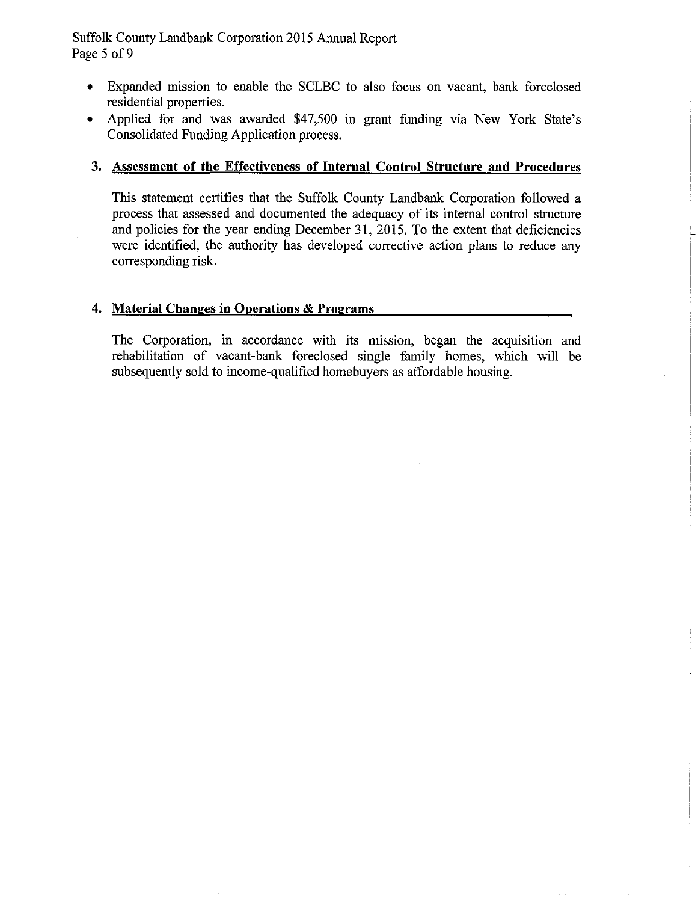- Expanded mission to enable the SCLBC to also focus on vacant, bank foreclosed residential properties.
- Applied for and was awarded $47,500 in grant funding via New York State's Consolidated Funding Application process.

### 3. Assessment of the Effectiveness of Internal Control Structure and Procedures

This statement certifies that the Suffolk County Landbank Corporation followed a process that assessed and documented the adequacy of its internal control structure and policies for the year ending December 31, 2015. To the extent that deficiencies were identified, the authority has developed corrective action plans to reduce any corresponding risk.

### 4. Material Changes in Operations & Programs

The Corporation, in accordance with its mission, began the acquisition and rehabilitation of vacant-bank foreclosed single family homes, which will be subsequently sold to income-qualified homebuyers as affordable housing.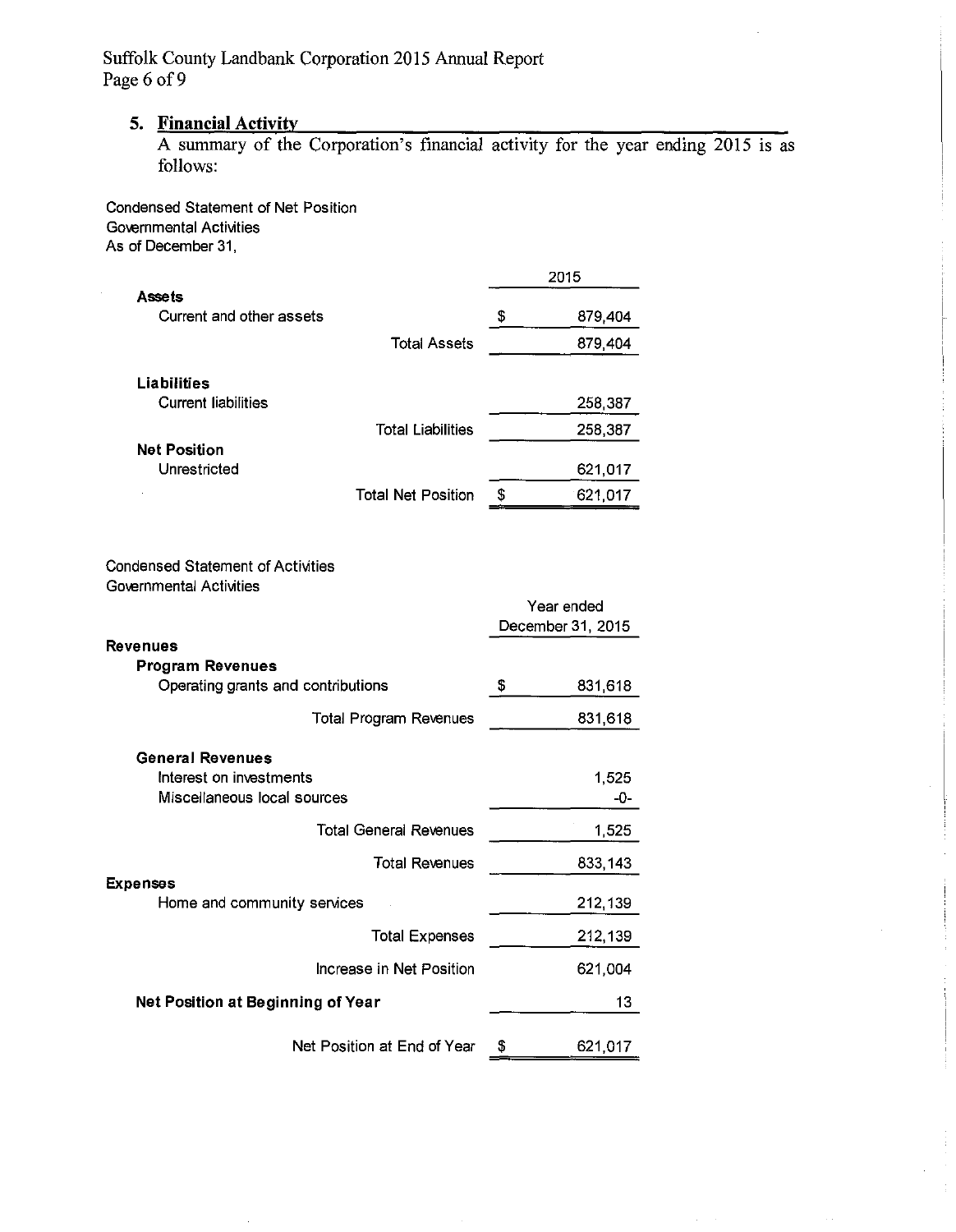## 5. Financial Activity

A summary of the Corporation's financial activity for the year ending 2015 is as follows:

Condensed Statement of Net Position
Governmental Activities
As of December 31,

| | 2015 |
|---|---|
| **Assets** | |
| Current and other assets | $ 879,404 |
| Total Assets | 879,404 |
| **Liabilities** | |
| Current liabilities | 258,387 |
| Total Liabilities | 258,387 |
| **Net Position** | |
| Unrestricted | 621,017 |
| Total Net Position | $ 621,017 |

Condensed Statement of Activities
Governmental Activities

| | Year ended December 31, 2015 |
|---|---|
| **Revenues** | |
| **Program Revenues** | |
| Operating grants and contributions | $ 831,618 |
| Total Program Revenues | 831,618 |
| **General Revenues** | |
| Interest on investments | 1,525 |
| Miscellaneous local sources | -0- |
| Total General Revenues | 1,525 |
| Total Revenues | 833,143 |
| **Expenses** | |
| Home and community services | 212,139 |
| Total Expenses | 212,139 |
| Increase in Net Position | 621,004 |
| **Net Position at Beginning of Year** | 13 |
| Net Position at End of Year | $ 621,017 |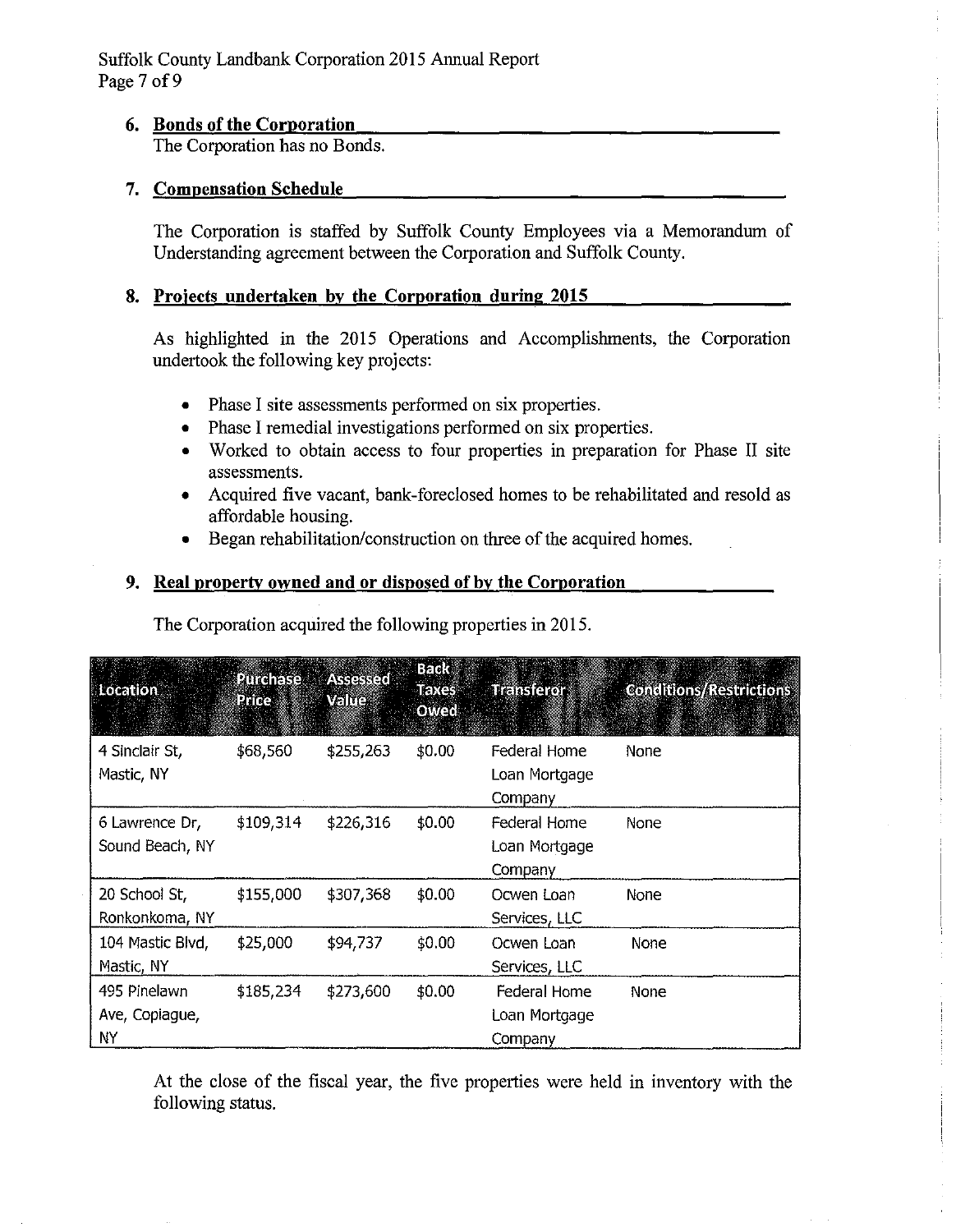## 6. Bonds of the Corporation

The Corporation has no Bonds.

## 7. Compensation Schedule

The Corporation is staffed by Suffolk County Employees via a Memorandum of Understanding agreement between the Corporation and Suffolk County.

## 8. Projects undertaken by the Corporation during 2015

As highlighted in the 2015 Operations and Accomplishments, the Corporation undertook the following key projects:

- Phase I site assessments performed on six properties.
- Phase I remedial investigations performed on six properties.
- Worked to obtain access to four properties in preparation for Phase II site assessments.
- Acquired five vacant, bank-foreclosed homes to be rehabilitated and resold as affordable housing.
- Began rehabilitation/construction on three of the acquired homes.

## 9. Real property owned and or disposed of by the Corporation

The Corporation acquired the following properties in 2015.

| Location | Purchase Price | Assessed Value | Back Taxes Owed | Transferor | Conditions/Restrictions |
|---|---|---|---|---|---|
| 4 Sinclair St, Mastic, NY | $68,560 | $255,263 | $0.00 | Federal Home Loan Mortgage Company | None |
| 6 Lawrence Dr, Sound Beach, NY | $109,314 | $226,316 | $0.00 | Federal Home Loan Mortgage Company | None |
| 20 School St, Ronkonkoma, NY | $155,000 | $307,368 | $0.00 | Ocwen Loan Services, LLC | None |
| 104 Mastic Blvd, Mastic, NY | $25,000 | $94,737 | $0.00 | Ocwen Loan Services, LLC | None |
| 495 Pinelawn Ave, Copiague, NY | $185,234 | $273,600 | $0.00 | Federal Home Loan Mortgage Company | None |

At the close of the fiscal year, the five properties were held in inventory with the following status.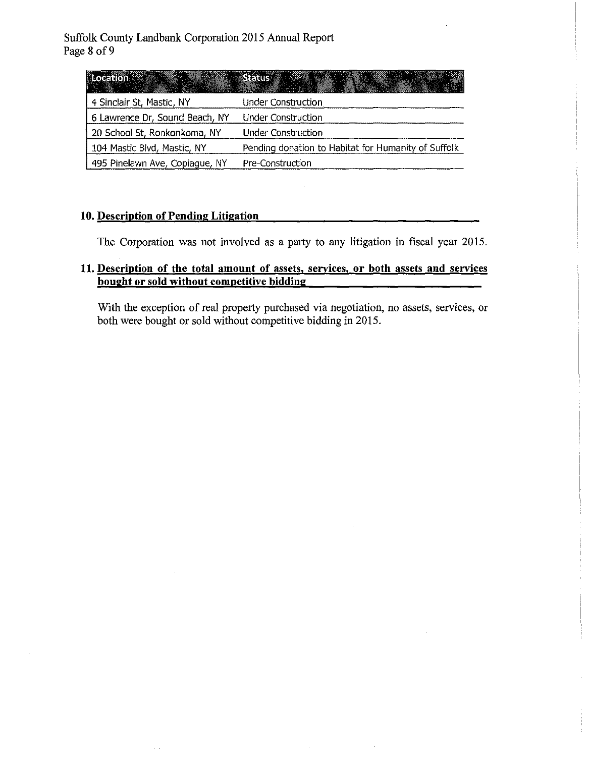| Location | Status |
|---|---|
| 4 Sinclair St, Mastic, NY | Under Construction |
| 6 Lawrence Dr, Sound Beach, NY | Under Construction |
| 20 School St, Ronkonkoma, NY | Under Construction |
| 104 Mastic Blvd, Mastic, NY | Pending donation to Habitat for Humanity of Suffolk |
| 495 Pinelawn Ave, Copiague, NY | Pre-Construction |

## 10. Description of Pending Litigation

The Corporation was not involved as a party to any litigation in fiscal year 2015.

## 11. Description of the total amount of assets, services, or both assets and services bought or sold without competitive bidding

With the exception of real property purchased via negotiation, no assets, services, or both were bought or sold without competitive bidding in 2015.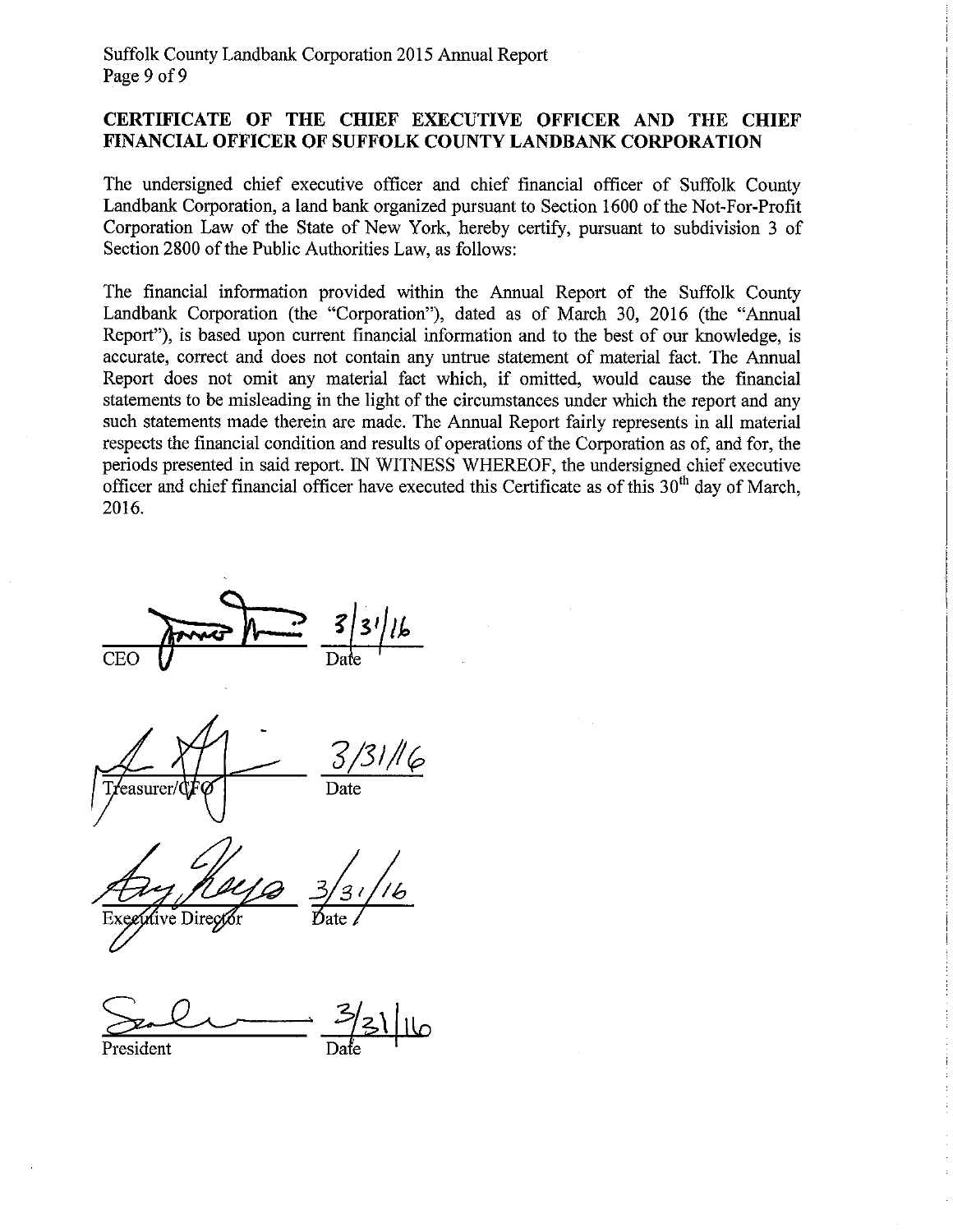## CERTIFICATE OF THE CHIEF EXECUTIVE OFFICER AND THE CHIEF FINANCIAL OFFICER OF SUFFOLK COUNTY LANDBANK CORPORATION

The undersigned chief executive officer and chief financial officer of Suffolk County Landbank Corporation, a land bank organized pursuant to Section 1600 of the Not-For-Profit Corporation Law of the State of New York, hereby certify, pursuant to subdivision 3 of Section 2800 of the Public Authorities Law, as follows:

The financial information provided within the Annual Report of the Suffolk County Landbank Corporation (the "Corporation"), dated as of March 30, 2016 (the "Annual Report"), is based upon current financial information and to the best of our knowledge, is accurate, correct and does not contain any untrue statement of material fact. The Annual Report does not omit any material fact which, if omitted, would cause the financial statements to be misleading in the light of the circumstances under which the report and any such statements made therein are made. The Annual Report fairly represents in all material respects the financial condition and results of operations of the Corporation as of, and for, the periods presented in said report. IN WITNESS WHEREOF, the undersigned chief executive officer and chief financial officer have executed this Certificate as of this 30th day of March, 2016.

CEO ____________ Date 3/31/16

Treasurer/CFO ____________ Date 3/31/16

Executive Director ____________ Date 3/31/16

President ____________ Date 3/31/16